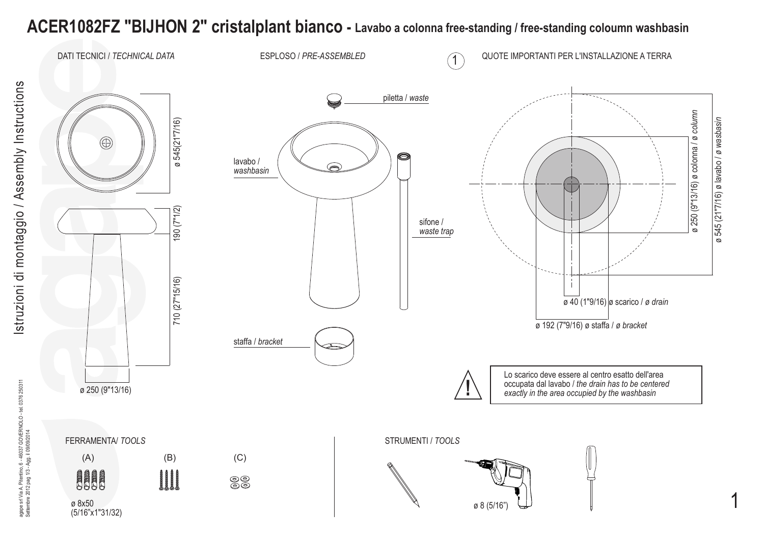# ACER1082FZ "BIJHON 2" cristalplant bianco - Lavabo a colonna free-standing / free-standing coloumn washbasin

Istruzioni di montaggio / Assembly Instructions

## DATI TECNICI / *TECHNICAL DATA*

ø 545(21"7/16)

190 (7"1/2)

710 (27"15/16)

ø 250 (9"13/16)

## ESPLOSO / *PRE-ASSEMBLED*

piletta / *waste*

lavabo / *washbasin*

sifone / *waste trap*

staffa / *bracket*

## 1 QUOTE IMPORTANTI PER L'INSTALLAZIONE A TERRA

ø 250 (9"13/16) ø colonna / *ø column*

ø 545 (21"7/16) ø lavabo / *ø wasbasin*

ø 40 (1"9/16) ø scarico / *ø drain*

ø 192 (7"9/16) ø staffa / *ø bracket*

Lo scarico deve essere al centro esatto dell'area occupata dal lavabo / *the drain has to be centered exactly in the area occupied by the washbasin*

## FERRAMENTA/ *TOOLS*

(A) (B) (C)

ø 8x50 (5/16"x1"31/32)

## STRUMENTI / *TOOLS*

ø 8 (5/16")

agape srl Via A. Pitentino, 6 - 46037 GOVERNOLO - tel. 0376 250311
Settembre 2012 pag. 1/3 - Agg. il 09/09/2014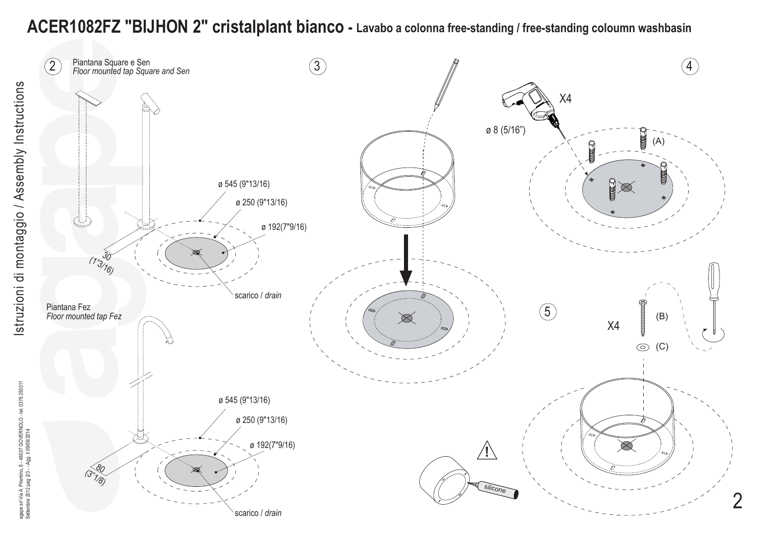# ACER1082FZ "BIJHON 2" cristalplant bianco - Lavabo a colonna free-standing / free-standing coloumn washbasin

Istruzioni di montaggio / Assembly Instructions

## 2

Piantana Square e Sen
*Floor mounted tap Square and Sen*

ø 545 (9"13/16)

ø 250 (9"13/16)

ø 192(7"9/16)

30 (1"3/16)

scarico / *drain*

Piantana Fez
*Floor mounted tap Fez*

ø 545 (9"13/16)

ø 250 (9"13/16)

ø 192(7"9/16)

80 (3"1/8)

scarico / *drain*

## 3

## 4

X4

ø 8 (5/16")

(A)

## 5

X4

(B)

(C)

silicone

agape srl Via A. Pitentino, 6 - 46037 GOVERNOLO - tel. 0376 250311
Settembre 2012 pag 2/3 - - Agg. il 09/09/2014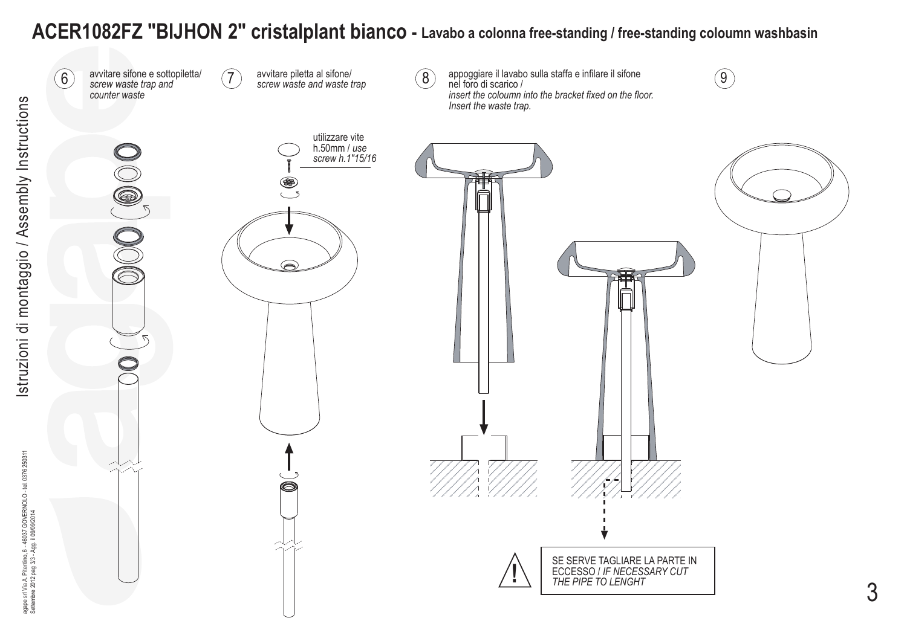# ACER1082FZ "BIJHON 2" cristalplant bianco - Lavabo a colonna free-standing / free-standing coloumn washbasin

Istruzioni di montaggio / Assembly Instructions

6. avvitare sifone e sottopiletta/ *screw waste trap and counter waste*

7. avvitare piletta al sifone/ *screw waste and waste trap*

   utilizzare vite h.50mm / *use screw h.1"15/16*

8. appoggiare il lavabo sulla staffa e infilare il sifone nel foro di scarico / *insert the coloumn into the bracket fixed on the floor. Insert the waste trap.*

9.

SE SERVE TAGLIARE LA PARTE IN ECCESSO / *IF NECESSARY CUT THE PIPE TO LENGHT*

agape srl Via A. Pitentino, 6 - 46037 GOVERNOLO - tel. 0376 250311
Settembre 2012 pag. 3/3 - Agg. il 09/09/2014